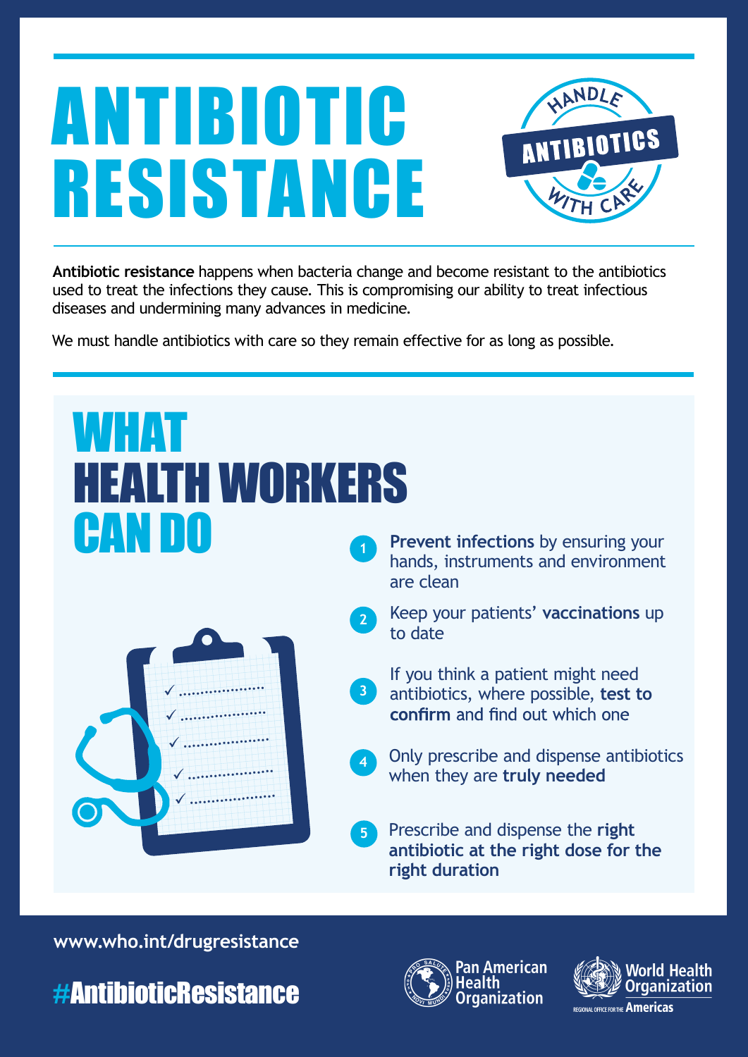# ANTIBIOTIC RESISTANCE

HANDLE ANTIBIOTICS WITH CARE

**Antibiotic resistance** happens when bacteria change and become resistant to the antibiotics used to treat the infections they cause. This is compromising our ability to treat infectious diseases and undermining many advances in medicine.

We must handle antibiotics with care so they remain effective for as long as possible.

## WHAT HEALTH WORKERS CAN DO

1. **Prevent infections** by ensuring your hands, instruments and environment are clean
2. Keep your patients' **vaccinations** up to date
3. If you think a patient might need antibiotics, where possible, **test to confirm** and find out which one
4. Only prescribe and dispense antibiotics when they are **truly needed**
5. Prescribe and dispense the **right antibiotic at the right dose for the right duration**

www.who.int/drugresistance

#AntibioticResistance

Pan American Health Organization

World Health Organization — Regional Office for the Americas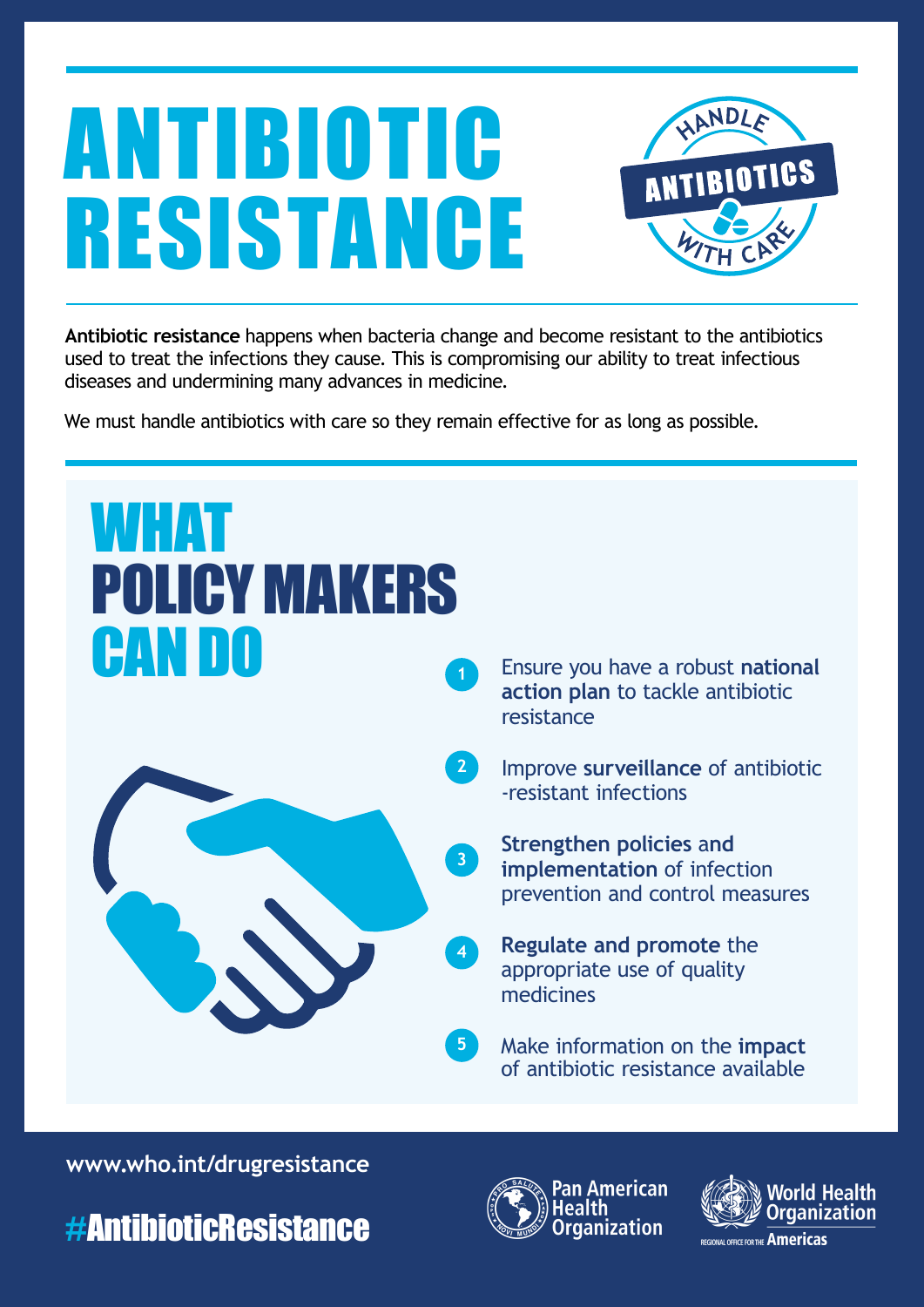# ANTIBIOTIC RESISTANCE

HANDLE ANTIBIOTICS WITH CARE

**Antibiotic resistance** happens when bacteria change and become resistant to the antibiotics used to treat the infections they cause. This is compromising our ability to treat infectious diseases and undermining many advances in medicine.

We must handle antibiotics with care so they remain effective for as long as possible.

## WHAT POLICY MAKERS CAN DO

1. Ensure you have a robust **national action plan** to tackle antibiotic resistance
2. Improve **surveillance** of antibiotic -resistant infections
3. **Strengthen policies and implementation** of infection prevention and control measures
4. **Regulate and promote** the appropriate use of quality medicines
5. Make information on the **impact** of antibiotic resistance available

www.who.int/drugresistance

#AntibioticResistance

Pan American Health Organization

World Health Organization
REGIONAL OFFICE FOR THE Americas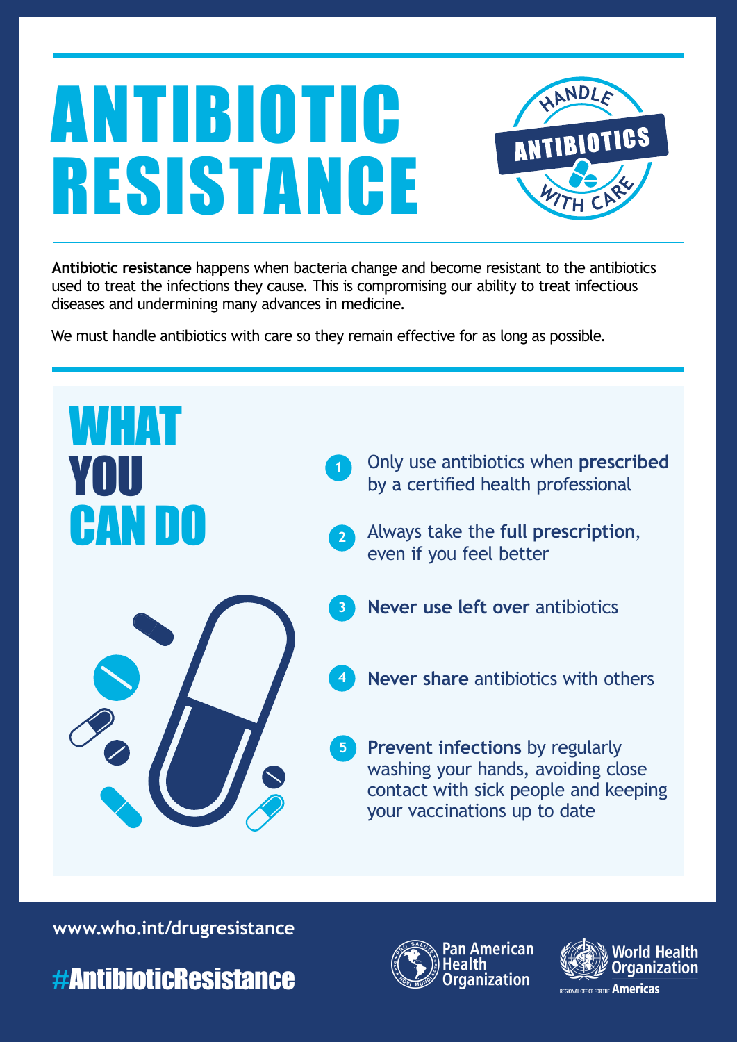# ANTIBIOTIC RESISTANCE

HANDLE ANTIBIOTICS WITH CARE

**Antibiotic resistance** happens when bacteria change and become resistant to the antibiotics used to treat the infections they cause. This is compromising our ability to treat infectious diseases and undermining many advances in medicine.

We must handle antibiotics with care so they remain effective for as long as possible.

## WHAT YOU CAN DO

1. Only use antibiotics when **prescribed** by a certified health professional
2. Always take the **full prescription**, even if you feel better
3. **Never use left over** antibiotics
4. **Never share** antibiotics with others
5. **Prevent infections** by regularly washing your hands, avoiding close contact with sick people and keeping your vaccinations up to date

www.who.int/drugresistance

#AntibioticResistance

Pan American Health Organization

World Health Organization
REGIONAL OFFICE FOR THE Americas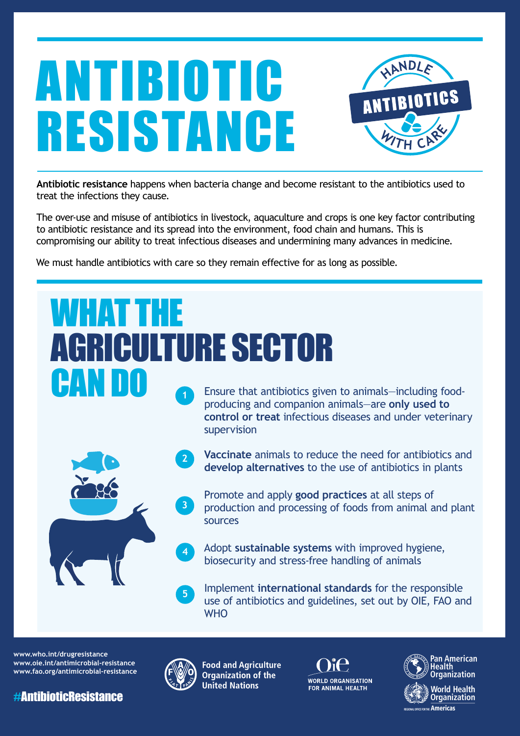# ANTIBIOTIC RESISTANCE

HANDLE ANTIBIOTICS WITH CARE

**Antibiotic resistance** happens when bacteria change and become resistant to the antibiotics used to treat the infections they cause.

The over-use and misuse of antibiotics in livestock, aquaculture and crops is one key factor contributing to antibiotic resistance and its spread into the environment, food chain and humans. This is compromising our ability to treat infectious diseases and undermining many advances in medicine.

We must handle antibiotics with care so they remain effective for as long as possible.

## WHAT THE AGRICULTURE SECTOR CAN DO

1. Ensure that antibiotics given to animals—including food-producing and companion animals—are **only used to control or treat** infectious diseases and under veterinary supervision
2. **Vaccinate** animals to reduce the need for antibiotics and **develop alternatives** to the use of antibiotics in plants
3. Promote and apply **good practices** at all steps of production and processing of foods from animal and plant sources
4. Adopt **sustainable systems** with improved hygiene, biosecurity and stress-free handling of animals
5. Implement **international standards** for the responsible use of antibiotics and guidelines, set out by OIE, FAO and WHO

www.who.int/drugresistance
www.oie.int/antimicrobial-resistance
www.fao.org/antimicrobial-resistance

#AntibioticResistance

Food and Agriculture Organization of the United Nations

OIE WORLD ORGANISATION FOR ANIMAL HEALTH

Pan American Health Organization

World Health Organization REGIONAL OFFICE FOR THE Americas